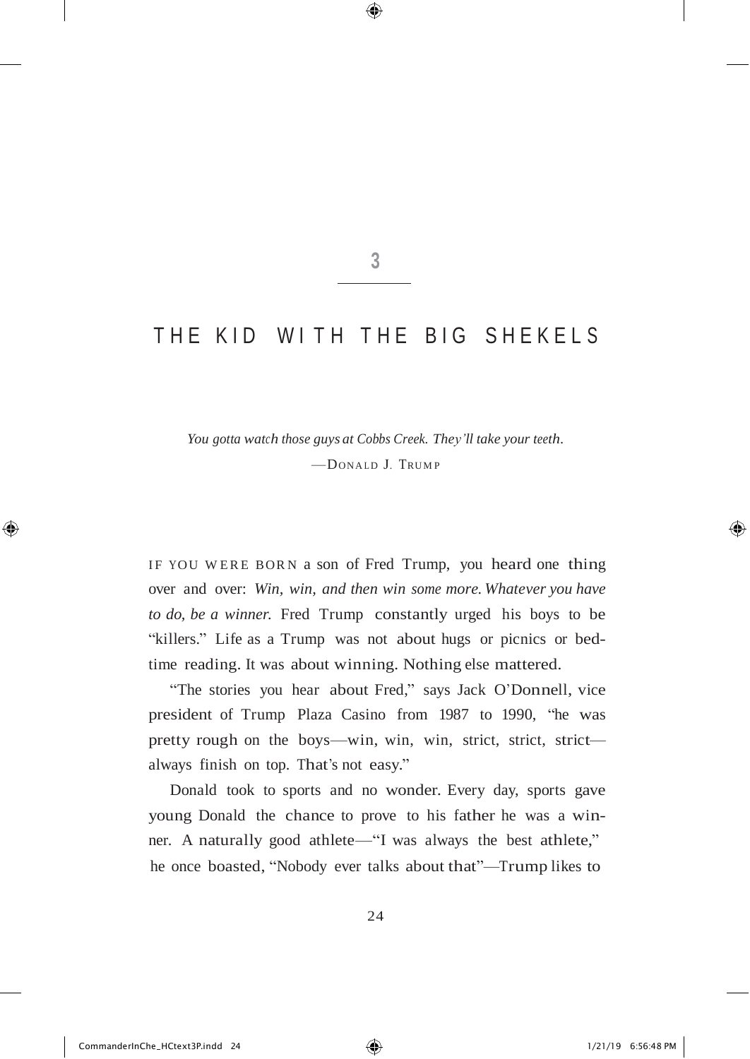# 3

# THE KID WITH THE BIG SHEKELS

*You gotta watch those guys at Cobbs Creek. They'll take your teeth.*

—Donald J. Trump

IF YOU WERE BORN a son of Fred Trump, you heard one thing over and over: *Win, win, and then win some more. Whatever you have to do, be a winner.* Fred Trump constantly urged his boys to be "killers." Life as a Trump was not about hugs or picnics or bedtime reading. It was about winning. Nothing else mattered.

"The stories you hear about Fred," says Jack O'Donnell, vice president of Trump Plaza Casino from 1987 to 1990, "he was pretty rough on the boys—win, win, win, strict, strict, strict—always finish on top. That's not easy."

Donald took to sports and no wonder. Every day, sports gave young Donald the chance to prove to his father he was a winner. A naturally good athlete—"I was always the best athlete," he once boasted, "Nobody ever talks about that"—Trump likes to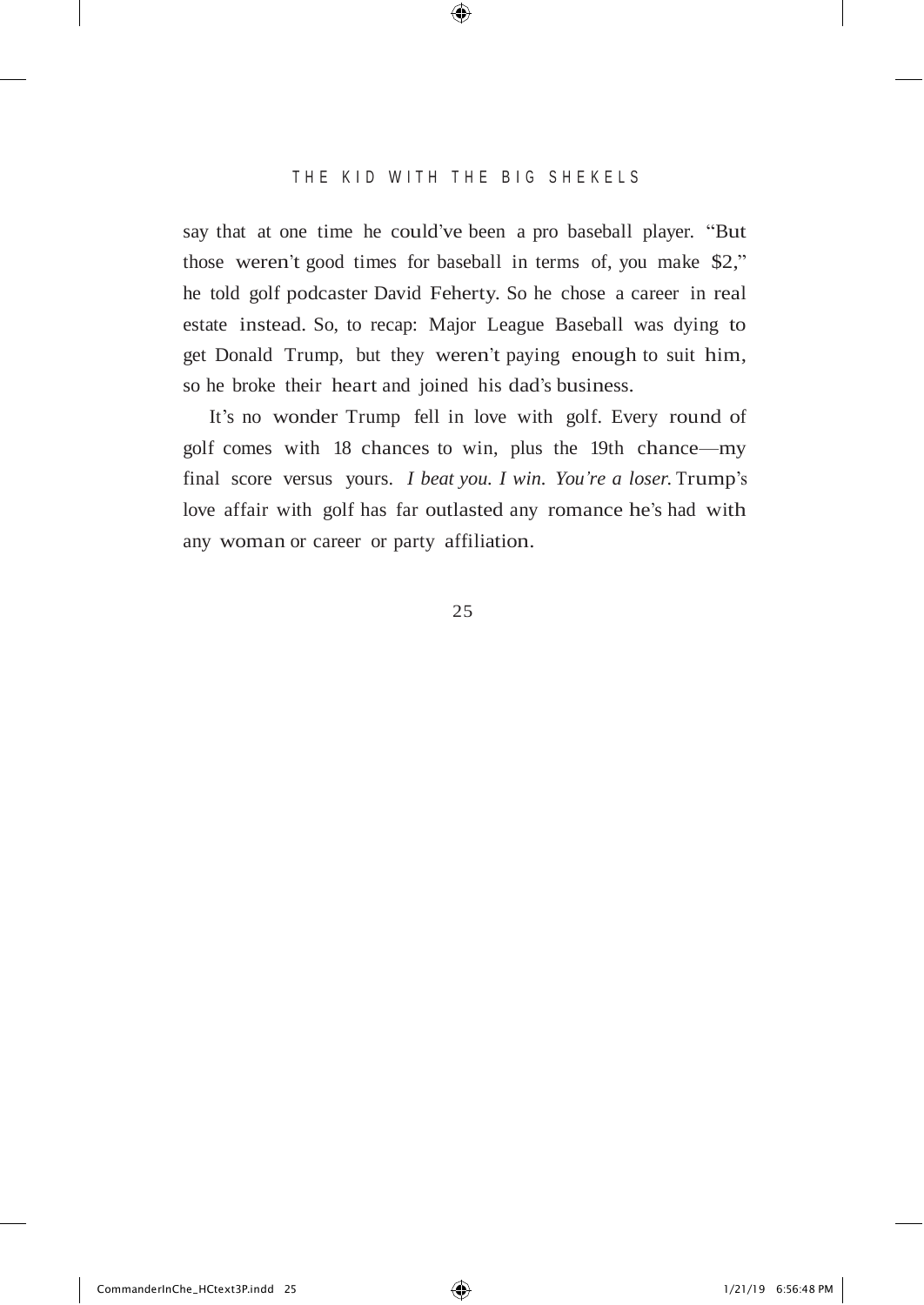say that at one time he could've been a pro baseball player. "But those weren't good times for baseball in terms of, you make $2," he told golf podcaster David Feherty. So he chose a career in real estate instead. So, to recap: Major League Baseball was dying to get Donald Trump, but they weren't paying enough to suit him, so he broke their heart and joined his dad's business.

It's no wonder Trump fell in love with golf. Every round of golf comes with 18 chances to win, plus the 19th chance—my final score versus yours. *I beat you. I win. You're a loser.* Trump's love affair with golf has far outlasted any romance he's had with any woman or career or party affiliation.